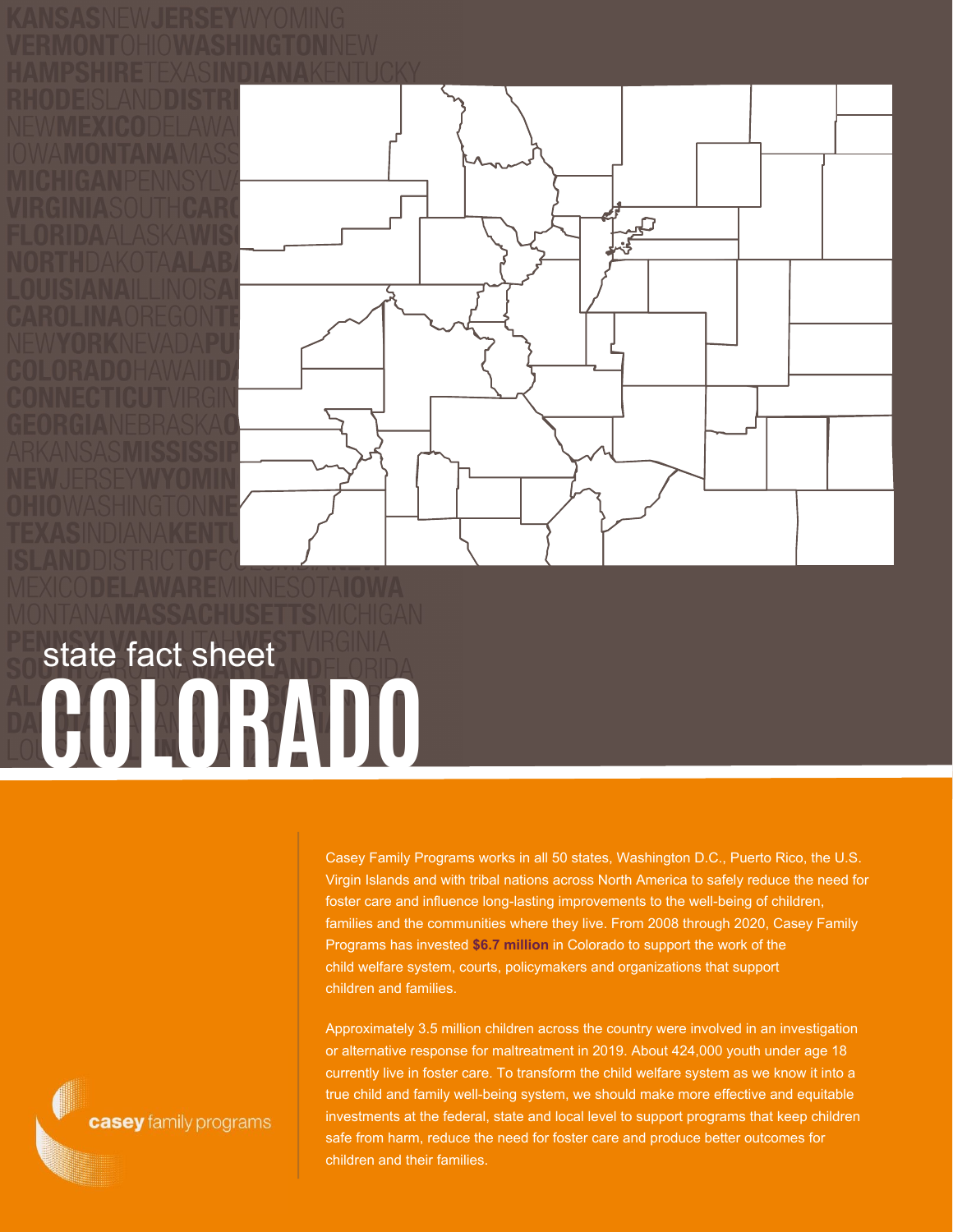state fact sheet

# COLORADO

Casey Family Programs works in all 50 states, Washington D.C., Puerto Rico, the U.S. Virgin Islands and with tribal nations across North America to safely reduce the need for foster care and influence long-lasting improvements to the well-being of children, families and the communities where they live. From 2008 through 2020, Casey Family Programs has invested **$6.7 million** in Colorado to support the work of the child welfare system, courts, policymakers and organizations that support children and families.

Approximately 3.5 million children across the country were involved in an investigation or alternative response for maltreatment in 2019. About 424,000 youth under age 18 currently live in foster care. To transform the child welfare system as we know it into a true child and family well-being system, we should make more effective and equitable investments at the federal, state and local level to support programs that keep children safe from harm, reduce the need for foster care and produce better outcomes for children and their families.

casey family programs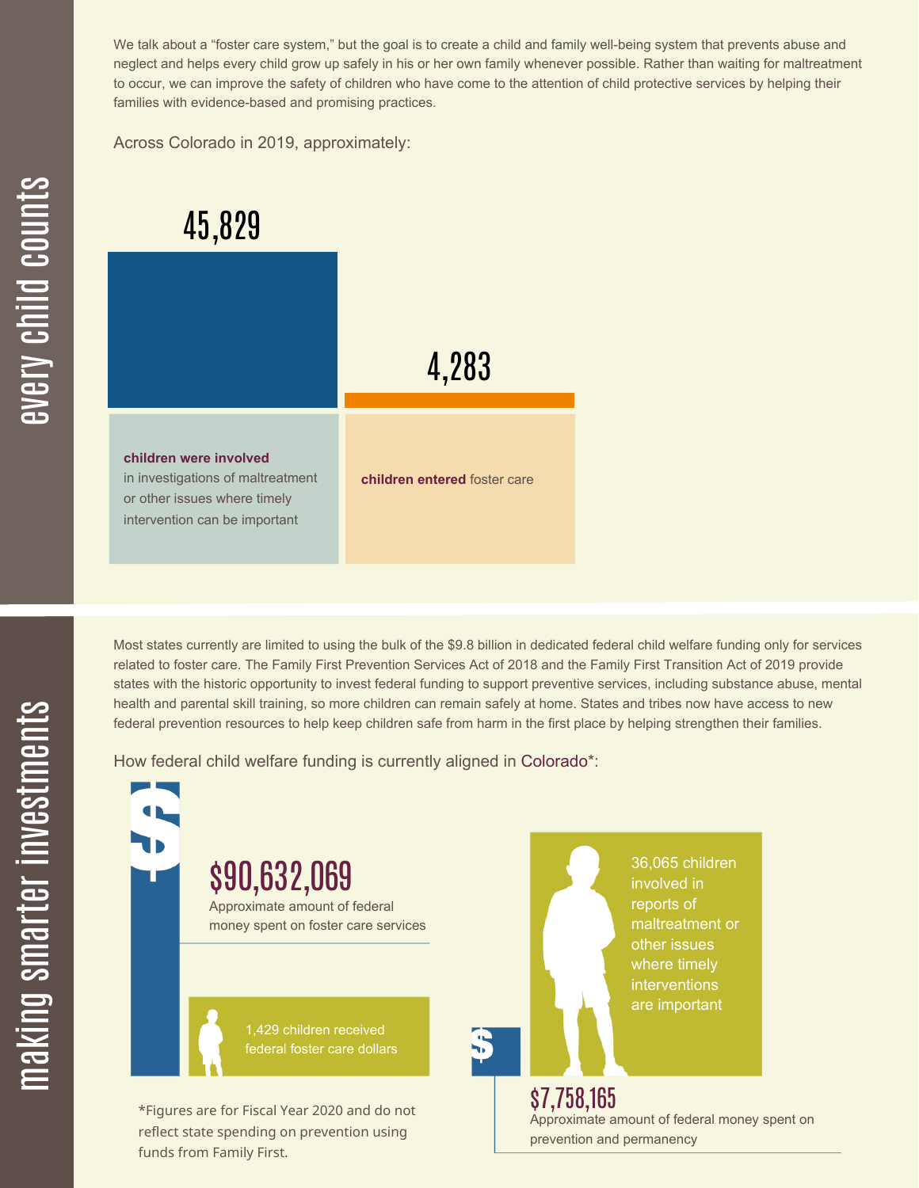# every child counts

We talk about a "foster care system," but the goal is to create a child and family well-being system that prevents abuse and neglect and helps every child grow up safely in his or her own family whenever possible. Rather than waiting for maltreatment to occur, we can improve the safety of children who have come to the attention of child protective services by helping their families with evidence-based and promising practices.

Across Colorado in 2019, approximately:

**45,829**

**children were involved** in investigations of maltreatment or other issues where timely intervention can be important

**4,283**

**children entered** foster care

# making smarter investments

Most states currently are limited to using the bulk of the $9.8 billion in dedicated federal child welfare funding only for services related to foster care. The Family First Prevention Services Act of 2018 and the Family First Transition Act of 2019 provide states with the historic opportunity to invest federal funding to support preventive services, including substance abuse, mental health and parental skill training, so more children can remain safely at home. States and tribes now have access to new federal prevention resources to help keep children safe from harm in the first place by helping strengthen their families.

How federal child welfare funding is currently aligned in Colorado*:

**$90,632,069**

Approximate amount of federal money spent on foster care services

1,429 children received federal foster care dollars

36,065 children involved in reports of maltreatment or other issues where timely interventions are important

**$7,758,165**

Approximate amount of federal money spent on prevention and permanency

*Figures are for Fiscal Year 2020 and do not reflect state spending on prevention using funds from Family First.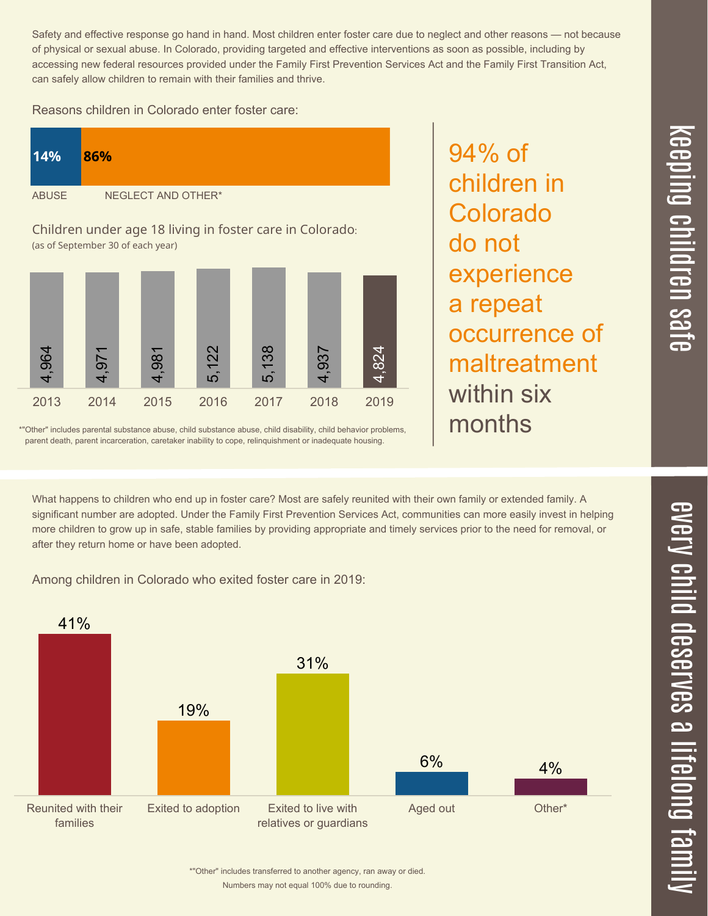## keeping children safe

Safety and effective response go hand in hand. Most children enter foster care due to neglect and other reasons — not because of physical or sexual abuse. In Colorado, providing targeted and effective interventions as soon as possible, including by accessing new federal resources provided under the Family First Prevention Services Act and the Family First Transition Act, can safely allow children to remain with their families and thrive.

Reasons children in Colorado enter foster care:

| ABUSE | NEGLECT AND OTHER* |
|---|---|
| 14% | 86% |

Children under age 18 living in foster care in Colorado:
(as of September 30 of each year)

| 2013 | 2014 | 2015 | 2016 | 2017 | 2018 | 2019 |
|---|---|---|---|---|---|---|
| 4,964 | 4,971 | 4,981 | 5,122 | 5,138 | 4,937 | 4,824 |

*"Other" includes parental substance abuse, child substance abuse, child disability, child behavior problems, parent death, parent incarceration, caretaker inability to cope, relinquishment or inadequate housing.

94% of children in Colorado do not experience a repeat occurrence of maltreatment within six months

## every child deserves a lifelong family

What happens to children who end up in foster care? Most are safely reunited with their own family or extended family. A significant number are adopted. Under the Family First Prevention Services Act, communities can more easily invest in helping more children to grow up in safe, stable families by providing appropriate and timely services prior to the need for removal, or after they return home or have been adopted.

Among children in Colorado who exited foster care in 2019:

| Reunited with their families | Exited to adoption | Exited to live with relatives or guardians | Aged out | Other* |
|---|---|---|---|---|
| 41% | 19% | 31% | 6% | 4% |

*"Other" includes transferred to another agency, ran away or died.
Numbers may not equal 100% due to rounding.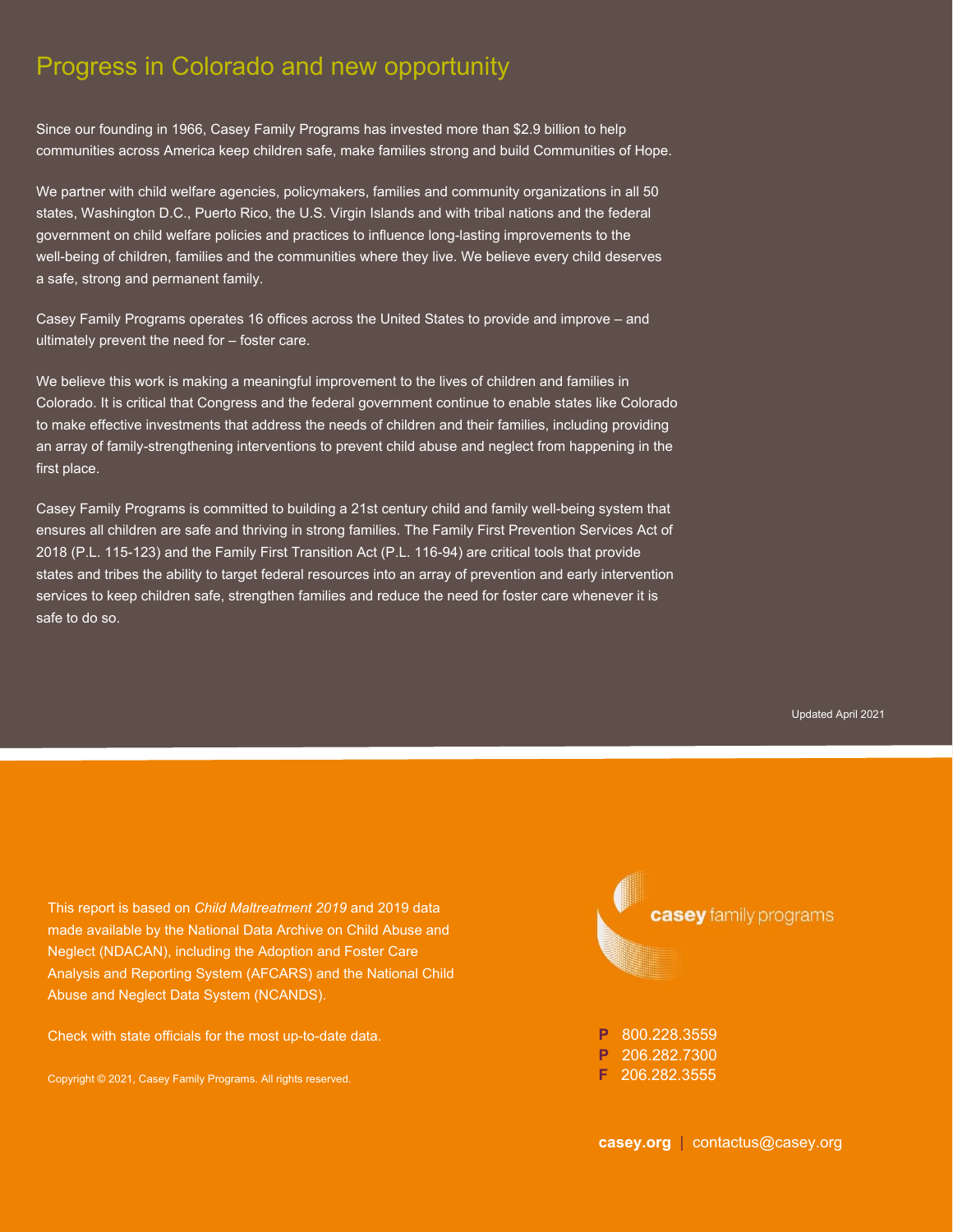## Progress in Colorado and new opportunity

Since our founding in 1966, Casey Family Programs has invested more than $2.9 billion to help communities across America keep children safe, make families strong and build Communities of Hope.

We partner with child welfare agencies, policymakers, families and community organizations in all 50 states, Washington D.C., Puerto Rico, the U.S. Virgin Islands and with tribal nations and the federal government on child welfare policies and practices to influence long-lasting improvements to the well-being of children, families and the communities where they live. We believe every child deserves a safe, strong and permanent family.

Casey Family Programs operates 16 offices across the United States to provide and improve – and ultimately prevent the need for – foster care.

We believe this work is making a meaningful improvement to the lives of children and families in Colorado. It is critical that Congress and the federal government continue to enable states like Colorado to make effective investments that address the needs of children and their families, including providing an array of family-strengthening interventions to prevent child abuse and neglect from happening in the first place.

Casey Family Programs is committed to building a 21st century child and family well-being system that ensures all children are safe and thriving in strong families. The Family First Prevention Services Act of 2018 (P.L. 115-123) and the Family First Transition Act (P.L. 116-94) are critical tools that provide states and tribes the ability to target federal resources into an array of prevention and early intervention services to keep children safe, strengthen families and reduce the need for foster care whenever it is safe to do so.

Updated April 2021

This report is based on *Child Maltreatment 2019* and 2019 data made available by the National Data Archive on Child Abuse and Neglect (NDACAN), including the Adoption and Foster Care Analysis and Reporting System (AFCARS) and the National Child Abuse and Neglect Data System (NCANDS).

Check with state officials for the most up-to-date data.

Copyright © 2021, Casey Family Programs. All rights reserved.

**casey** family programs

**P** 800.228.3559
**P** 206.282.7300
**F** 206.282.3555

**casey.org** | contactus@casey.org